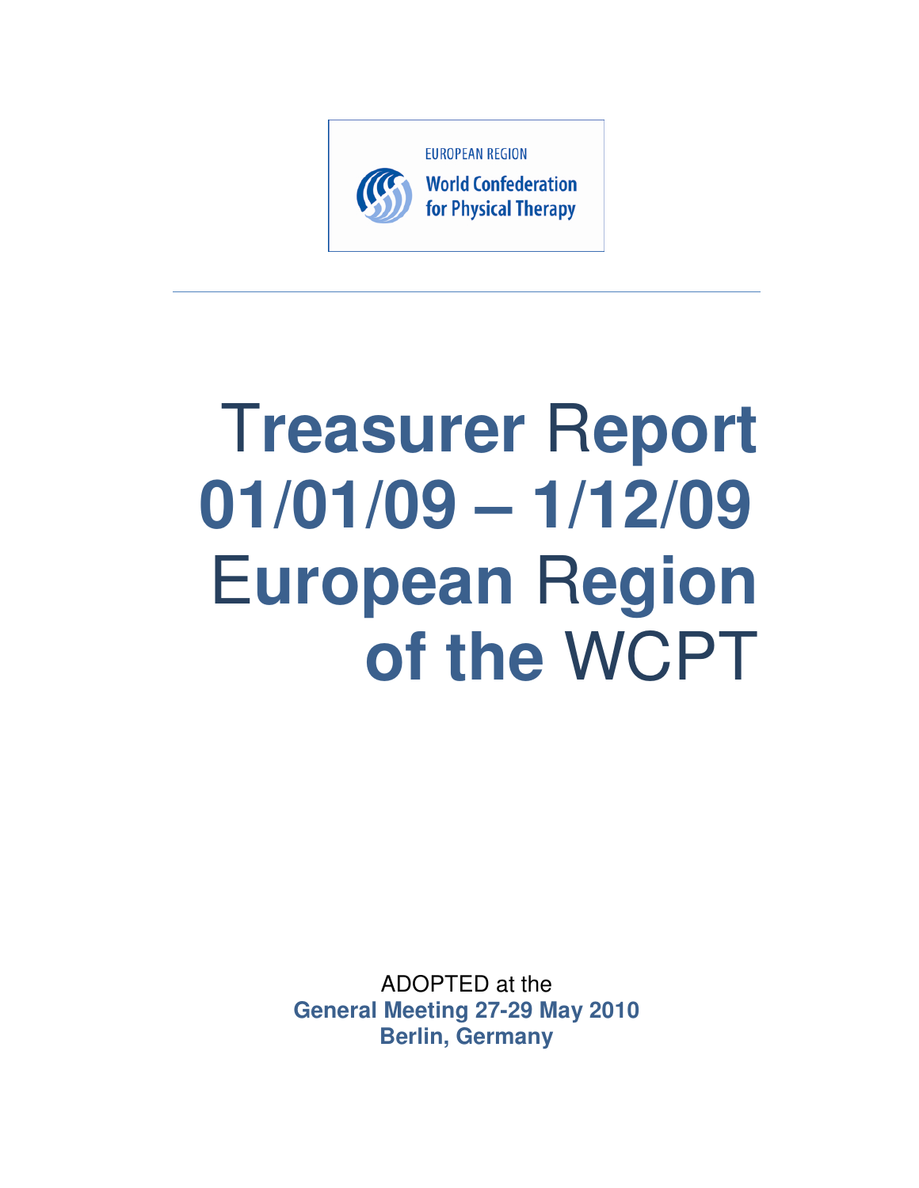EUROPEAN REGION

World Confederation for Physical Therapy

# Treasurer Report 01/01/09 – 1/12/09 European Region of the WCPT

ADOPTED at the

**General Meeting 27-29 May 2010**

**Berlin, Germany**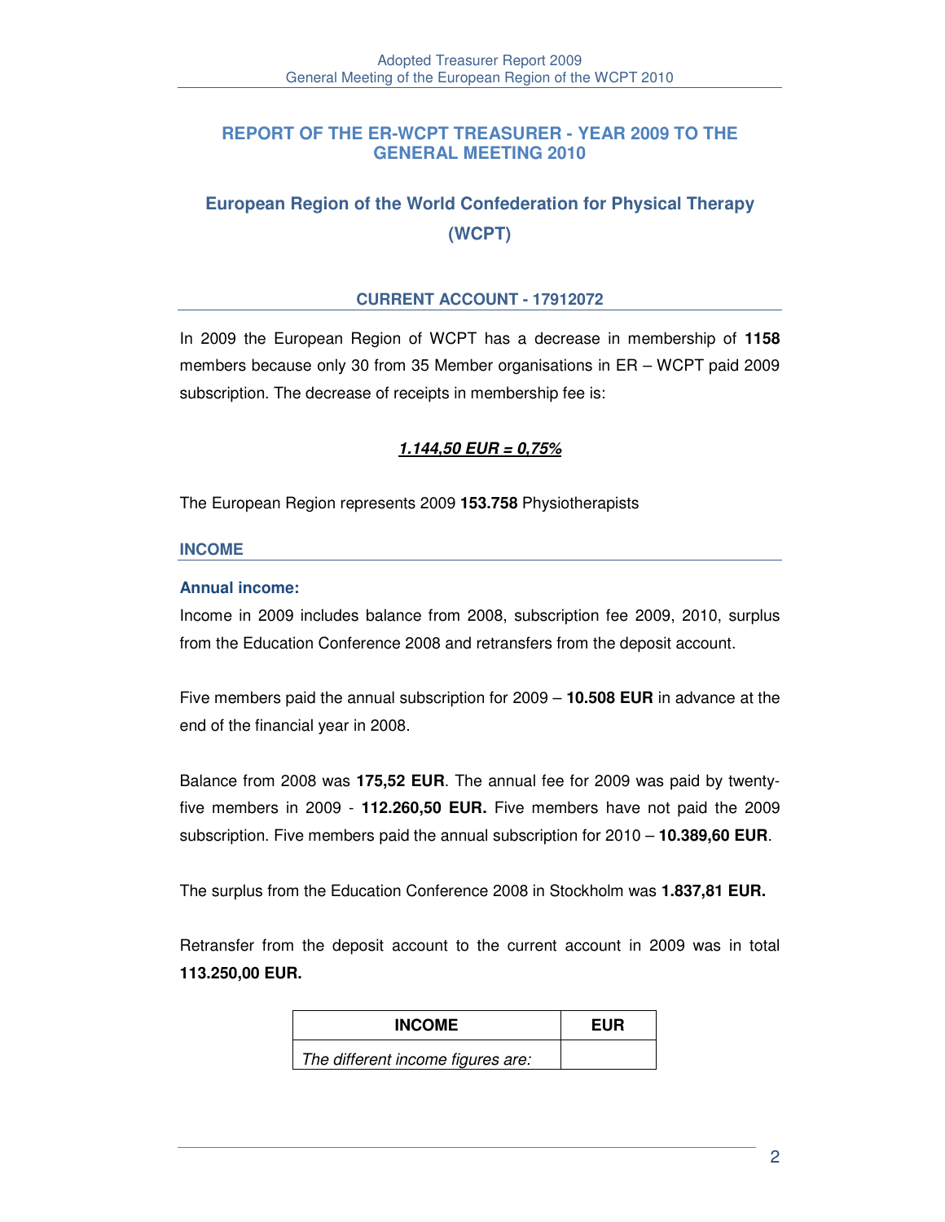## REPORT OF THE ER-WCPT TREASURER - YEAR 2009 TO THE GENERAL MEETING 2010

## European Region of the World Confederation for Physical Therapy (WCPT)

### CURRENT ACCOUNT - 17912072

In 2009 the European Region of WCPT has a decrease in membership of **1158** members because only 30 from 35 Member organisations in ER – WCPT paid 2009 subscription. The decrease of receipts in membership fee is:

***1.144,50 EUR = 0,75%***

The European Region represents 2009 **153.758** Physiotherapists

### INCOME

#### Annual income:

Income in 2009 includes balance from 2008, subscription fee 2009, 2010, surplus from the Education Conference 2008 and retransfers from the deposit account.

Five members paid the annual subscription for 2009 – **10.508 EUR** in advance at the end of the financial year in 2008.

Balance from 2008 was **175,52 EUR**. The annual fee for 2009 was paid by twenty-five members in 2009 - **112.260,50 EUR.** Five members have not paid the 2009 subscription. Five members paid the annual subscription for 2010 – **10.389,60 EUR**.

The surplus from the Education Conference 2008 in Stockholm was **1.837,81 EUR.**

Retransfer from the deposit account to the current account in 2009 was in total **113.250,00 EUR.**

| INCOME | EUR |
|---|---|
| *The different income figures are:* | |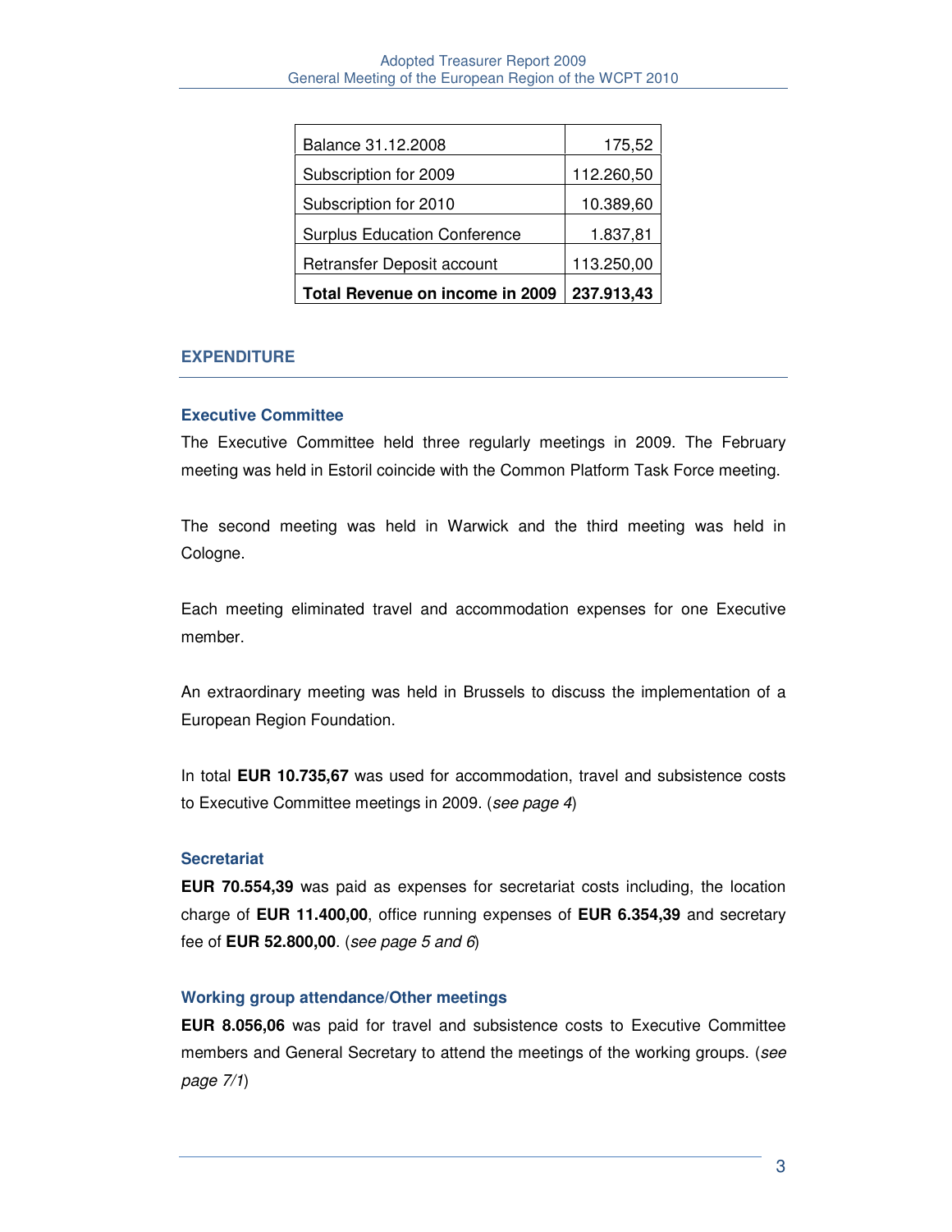| Balance 31.12.2008 | 175,52 |
| --- | --- |
| Subscription for 2009 | 112.260,50 |
| Subscription for 2010 | 10.389,60 |
| Surplus Education Conference | 1.837,81 |
| Retransfer Deposit account | 113.250,00 |
| **Total Revenue on income in 2009** | **237.913,43** |

## EXPENDITURE

### Executive Committee

The Executive Committee held three regularly meetings in 2009. The February meeting was held in Estoril coincide with the Common Platform Task Force meeting.

The second meeting was held in Warwick and the third meeting was held in Cologne.

Each meeting eliminated travel and accommodation expenses for one Executive member.

An extraordinary meeting was held in Brussels to discuss the implementation of a European Region Foundation.

In total **EUR 10.735,67** was used for accommodation, travel and subsistence costs to Executive Committee meetings in 2009. (*see page 4*)

### Secretariat

**EUR 70.554,39** was paid as expenses for secretariat costs including, the location charge of **EUR 11.400,00**, office running expenses of **EUR 6.354,39** and secretary fee of **EUR 52.800,00**. (*see page 5 and 6*)

### Working group attendance/Other meetings

**EUR 8.056,06** was paid for travel and subsistence costs to Executive Committee members and General Secretary to attend the meetings of the working groups. (*see page 7/1*)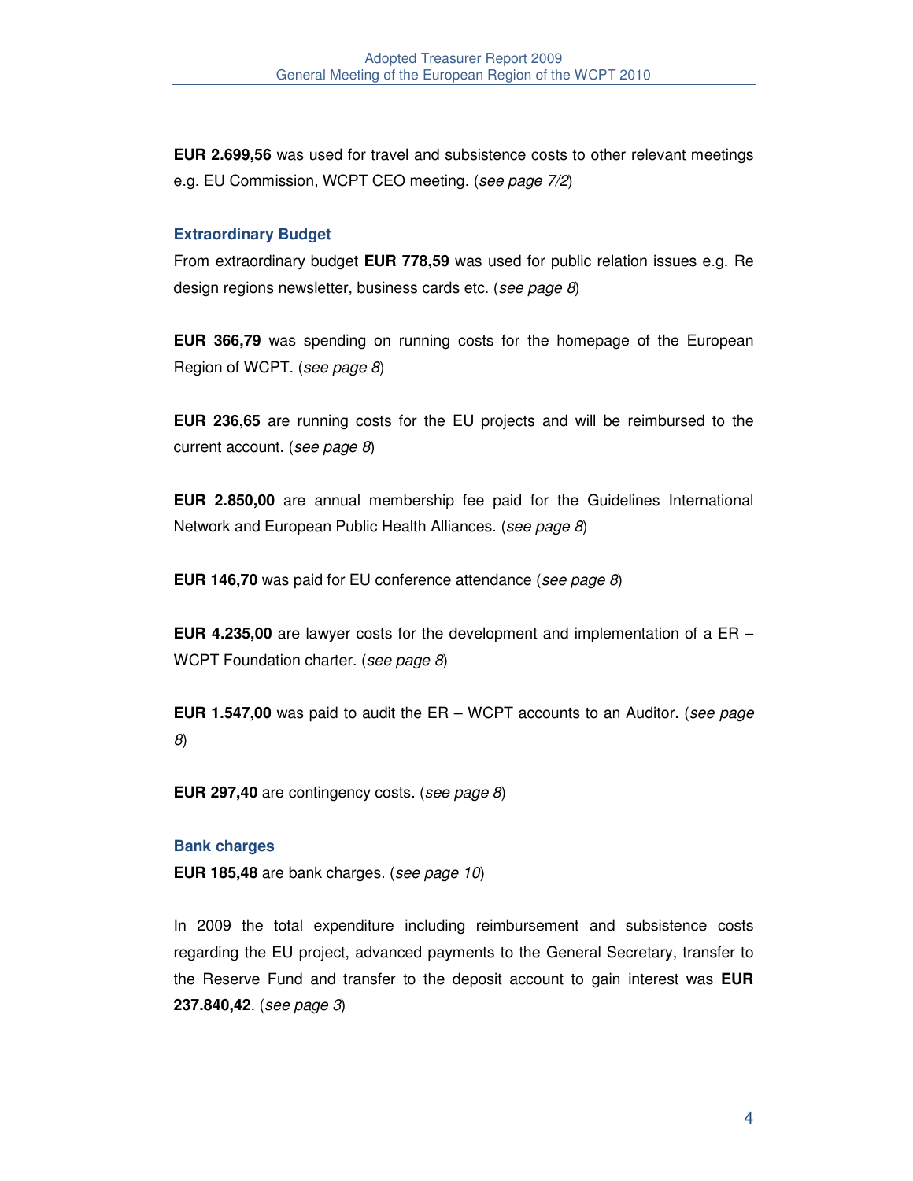**EUR 2.699,56** was used for travel and subsistence costs to other relevant meetings e.g. EU Commission, WCPT CEO meeting. (*see page 7/2*)

### Extraordinary Budget

From extraordinary budget **EUR 778,59** was used for public relation issues e.g. Re design regions newsletter, business cards etc. (*see page 8*)

**EUR 366,79** was spending on running costs for the homepage of the European Region of WCPT. (*see page 8*)

**EUR 236,65** are running costs for the EU projects and will be reimbursed to the current account. (*see page 8*)

**EUR 2.850,00** are annual membership fee paid for the Guidelines International Network and European Public Health Alliances. (*see page 8*)

**EUR 146,70** was paid for EU conference attendance (*see page 8*)

**EUR 4.235,00** are lawyer costs for the development and implementation of a ER – WCPT Foundation charter. (*see page 8*)

**EUR 1.547,00** was paid to audit the ER – WCPT accounts to an Auditor. (*see page 8*)

**EUR 297,40** are contingency costs. (*see page 8*)

### Bank charges

**EUR 185,48** are bank charges. (*see page 10*)

In 2009 the total expenditure including reimbursement and subsistence costs regarding the EU project, advanced payments to the General Secretary, transfer to the Reserve Fund and transfer to the deposit account to gain interest was **EUR 237.840,42**. (*see page 3*)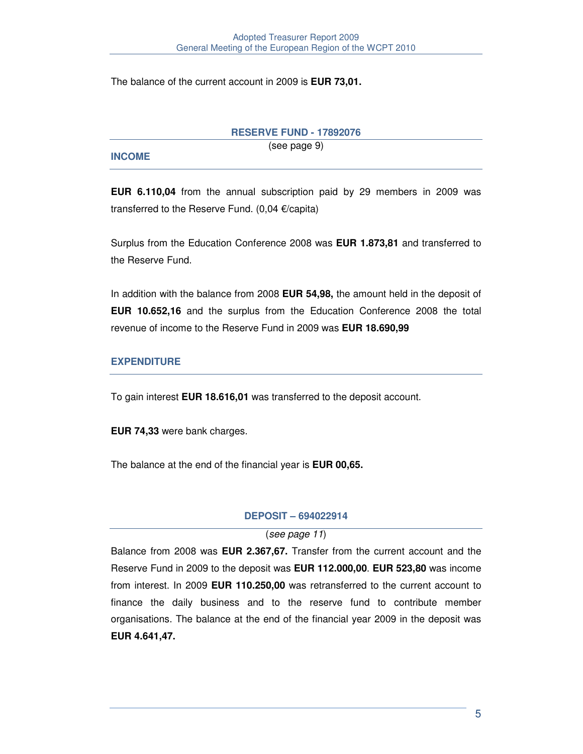The balance of the current account in 2009 is **EUR 73,01.**

## RESERVE FUND - 17892076

(see page 9)

### INCOME

**EUR 6.110,04** from the annual subscription paid by 29 members in 2009 was transferred to the Reserve Fund. (0,04 €/capita)

Surplus from the Education Conference 2008 was **EUR 1.873,81** and transferred to the Reserve Fund.

In addition with the balance from 2008 **EUR 54,98,** the amount held in the deposit of **EUR 10.652,16** and the surplus from the Education Conference 2008 the total revenue of income to the Reserve Fund in 2009 was **EUR 18.690,99**

### EXPENDITURE

To gain interest **EUR 18.616,01** was transferred to the deposit account.

**EUR 74,33** were bank charges.

The balance at the end of the financial year is **EUR 00,65.**

## DEPOSIT – 694022914

(*see page 11*)

Balance from 2008 was **EUR 2.367,67.** Transfer from the current account and the Reserve Fund in 2009 to the deposit was **EUR 112.000,00**. **EUR 523,80** was income from interest. In 2009 **EUR 110.250,00** was retransferred to the current account to finance the daily business and to the reserve fund to contribute member organisations. The balance at the end of the financial year 2009 in the deposit was **EUR 4.641,47.**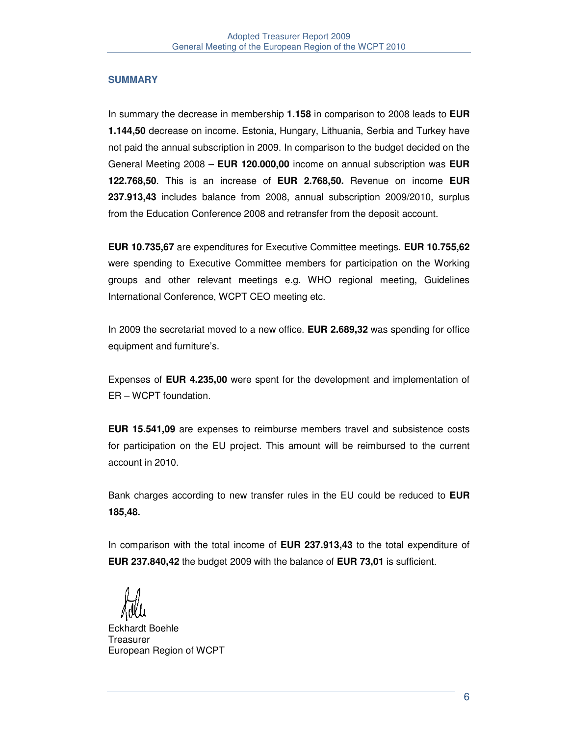## SUMMARY

In summary the decrease in membership **1.158** in comparison to 2008 leads to **EUR 1.144,50** decrease on income. Estonia, Hungary, Lithuania, Serbia and Turkey have not paid the annual subscription in 2009. In comparison to the budget decided on the General Meeting 2008 – **EUR 120.000,00** income on annual subscription was **EUR 122.768,50**. This is an increase of **EUR 2.768,50.** Revenue on income **EUR 237.913,43** includes balance from 2008, annual subscription 2009/2010, surplus from the Education Conference 2008 and retransfer from the deposit account.

**EUR 10.735,67** are expenditures for Executive Committee meetings. **EUR 10.755,62** were spending to Executive Committee members for participation on the Working groups and other relevant meetings e.g. WHO regional meeting, Guidelines International Conference, WCPT CEO meeting etc.

In 2009 the secretariat moved to a new office. **EUR 2.689,32** was spending for office equipment and furniture's.

Expenses of **EUR 4.235,00** were spent for the development and implementation of ER – WCPT foundation.

**EUR 15.541,09** are expenses to reimburse members travel and subsistence costs for participation on the EU project. This amount will be reimbursed to the current account in 2010.

Bank charges according to new transfer rules in the EU could be reduced to **EUR 185,48.**

In comparison with the total income of **EUR 237.913,43** to the total expenditure of **EUR 237.840,42** the budget 2009 with the balance of **EUR 73,01** is sufficient.

Eckhardt Boehle
Treasurer
European Region of WCPT